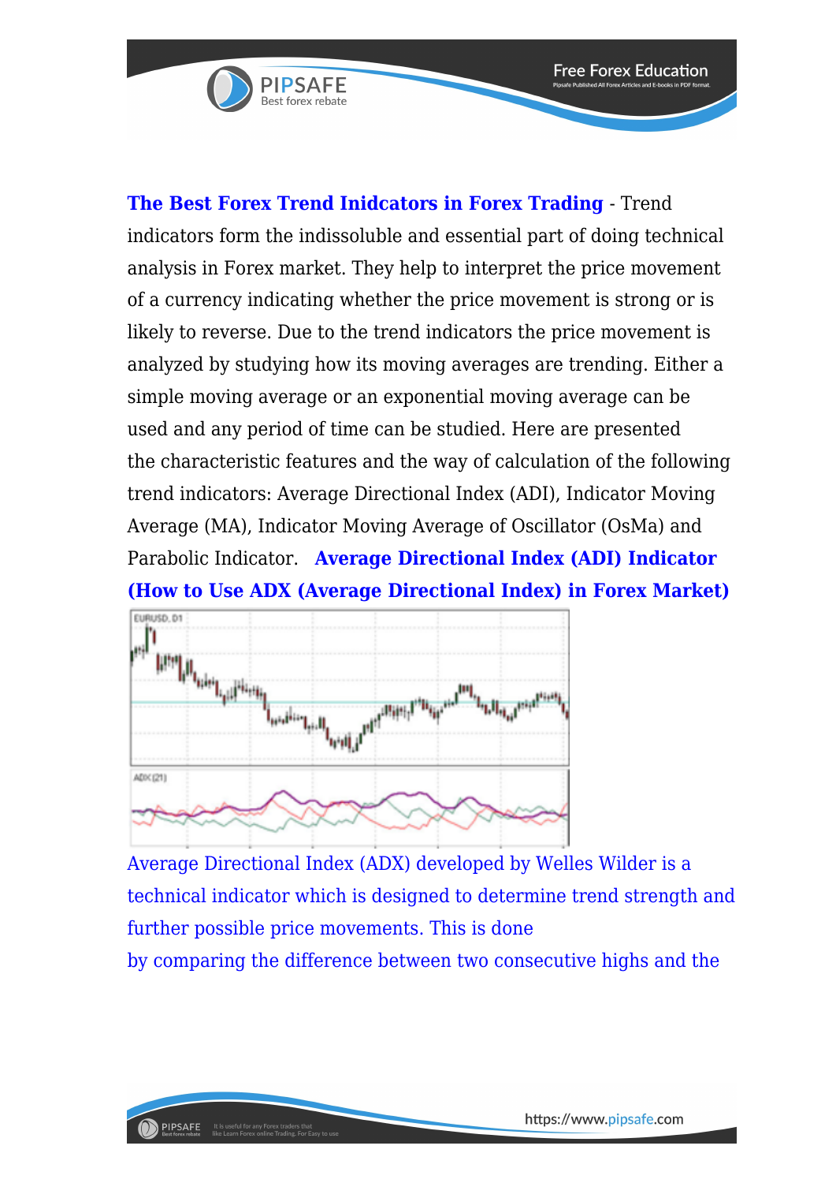**The Best Forex Trend Inidcators in Forex Trading** - Trend indicators form the indissoluble and essential part of doing technical analysis in Forex market. They help to interpret the price movement of a currency indicating whether the price movement is strong or is likely to reverse. Due to the trend indicators the price movement is analyzed by studying how its moving averages are trending. Either a simple moving average or an exponential moving average can be used and any period of time can be studied. Here are presented the characteristic features and the way of calculation of the following trend indicators: Average Directional Index (ADI), Indicator Moving Average (MA), Indicator Moving Average of Oscillator (OsMa) and Parabolic Indicator. **Average Directional Index (ADI) Indicator (How to Use ADX (Average Directional Index) in Forex Market)**

Average Directional Index (ADX) developed by Welles Wilder is a technical indicator which is designed to determine trend strength and further possible price movements. This is done by comparing the difference between two consecutive highs and the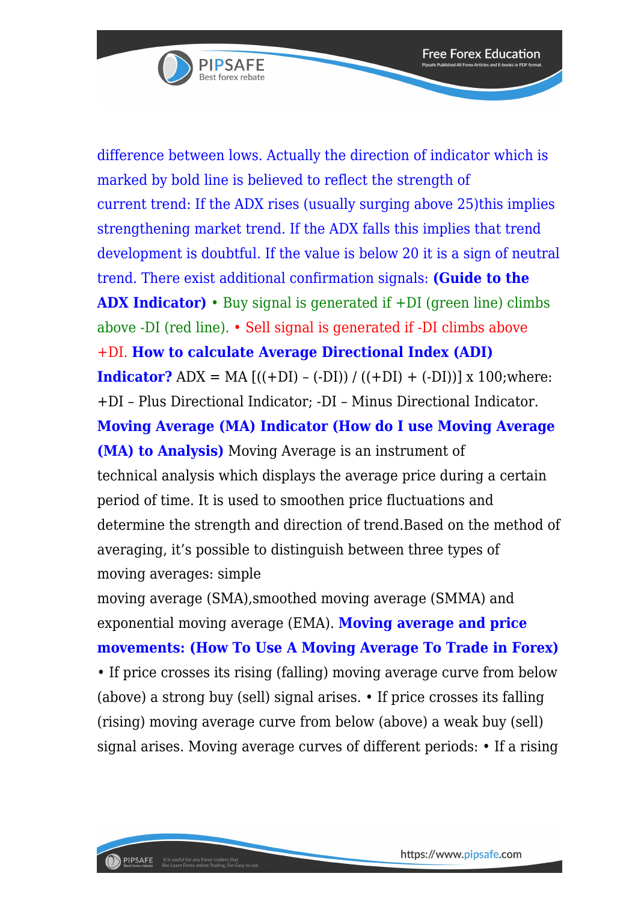difference between lows. Actually the direction of indicator which is marked by bold line is believed to reflect the strength of current trend: If the ADX rises (usually surging above 25)this implies strengthening market trend. If the ADX falls this implies that trend development is doubtful. If the value is below 20 it is a sign of neutral trend. There exist additional confirmation signals: **(Guide to the ADX Indicator)** • Buy signal is generated if +DI (green line) climbs above -DI (red line). • Sell signal is generated if -DI climbs above +DI. **How to calculate Average Directional Index (ADI) Indicator?** ADX = MA [((+DI) – (-DI)) / ((+DI) + (-DI))] x 100;where: +DI – Plus Directional Indicator; -DI – Minus Directional Indicator. **Moving Average (MA) Indicator (How do I use Moving Average (MA) to Analysis)** Moving Average is an instrument of technical analysis which displays the average price during a certain period of time. It is used to smoothen price fluctuations and determine the strength and direction of trend.Based on the method of averaging, it's possible to distinguish between three types of moving averages: simple moving average (SMA),smoothed moving average (SMMA) and exponential moving average (EMA). **Moving average and price movements: (How To Use A Moving Average To Trade in Forex)** • If price crosses its rising (falling) moving average curve from below (above) a strong buy (sell) signal arises. • If price crosses its falling (rising) moving average curve from below (above) a weak buy (sell) signal arises. Moving average curves of different periods: • If a rising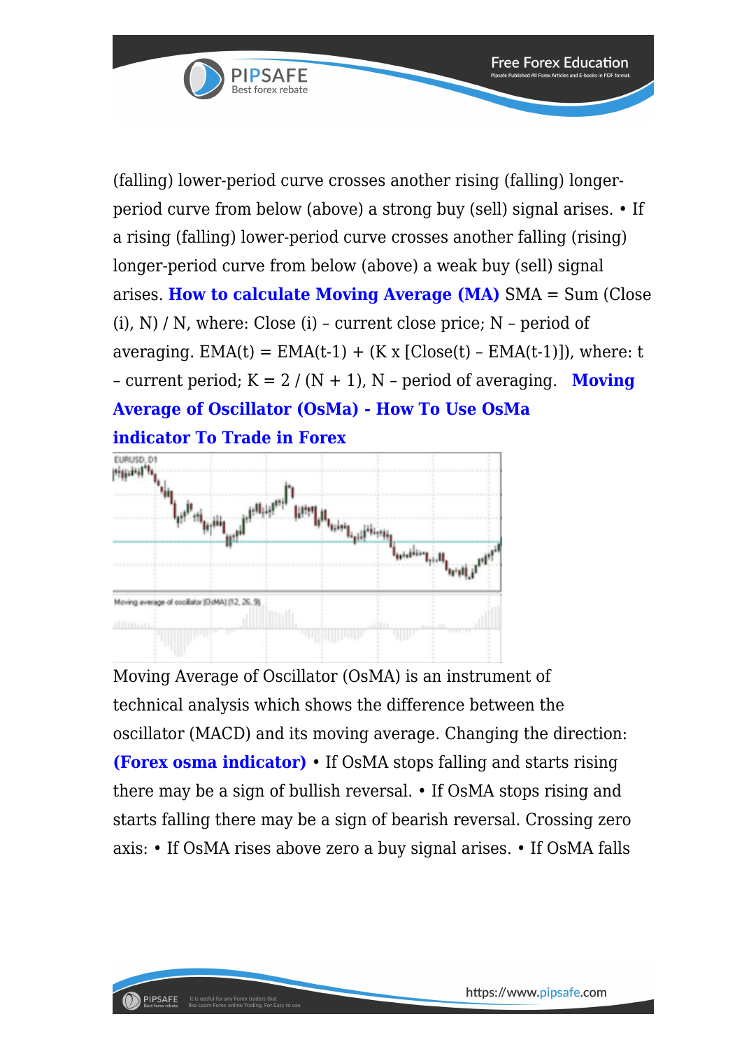(falling) lower-period curve crosses another rising (falling) longer-period curve from below (above) a strong buy (sell) signal arises. • If a rising (falling) lower-period curve crosses another falling (rising) longer-period curve from below (above) a weak buy (sell) signal arises. **How to calculate Moving Average (MA)** SMA = Sum (Close (i), N) / N, where: Close (i) – current close price; N – period of averaging. EMA(t) = EMA(t-1) + (K x [Close(t) – EMA(t-1)]), where: t – current period; K = 2 / (N + 1), N – period of averaging. **Moving Average of Oscillator (OsMa) - How To Use OsMa indicator To Trade in Forex**

Moving Average of Oscillator (OsMA) is an instrument of technical analysis which shows the difference between the oscillator (MACD) and its moving average. Changing the direction: **(Forex osma indicator)** • If OsMA stops falling and starts rising there may be a sign of bullish reversal. • If OsMA stops rising and starts falling there may be a sign of bearish reversal. Crossing zero axis: • If OsMA rises above zero a buy signal arises. • If OsMA falls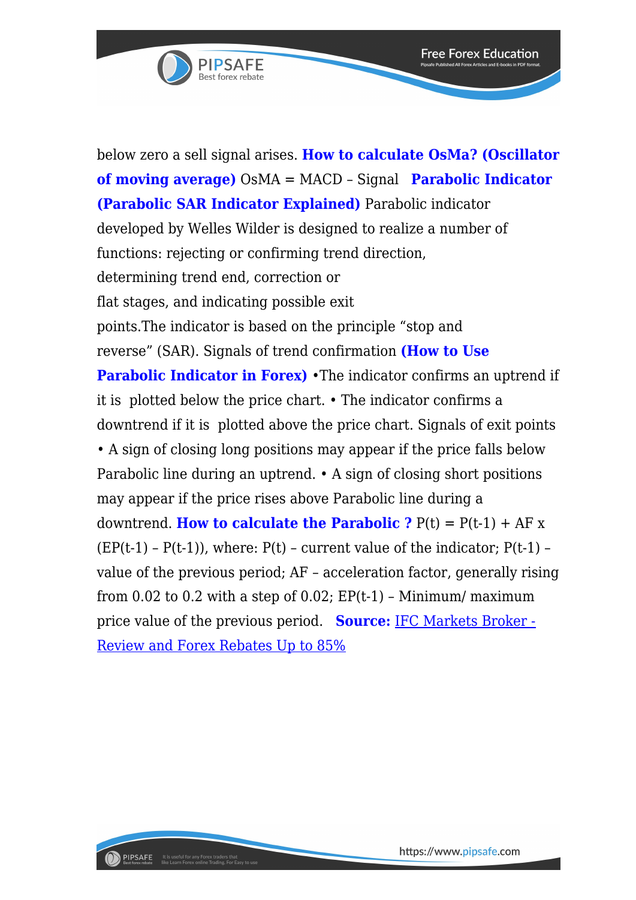below zero a sell signal arises. **How to calculate OsMa? (Oscillator of moving average)** OsMA = MACD – Signal **Parabolic Indicator (Parabolic SAR Indicator Explained)** Parabolic indicator developed by Welles Wilder is designed to realize a number of functions: rejecting or confirming trend direction, determining trend end, correction or flat stages, and indicating possible exit points.The indicator is based on the principle "stop and reverse" (SAR). Signals of trend confirmation **(How to Use Parabolic Indicator in Forex)** •The indicator confirms an uptrend if it is plotted below the price chart. • The indicator confirms a downtrend if it is plotted above the price chart. Signals of exit points • A sign of closing long positions may appear if the price falls below Parabolic line during an uptrend. • A sign of closing short positions may appear if the price rises above Parabolic line during a downtrend. **How to calculate the Parabolic ?** $P(t) = P(t-1) + AF \times (EP(t-1) - P(t-1))$, where: $P(t)$ – current value of the indicator; $P(t-1)$ – value of the previous period; AF – acceleration factor, generally rising from 0.02 to 0.2 with a step of 0.02; $EP(t-1)$ – Minimum/ maximum price value of the previous period. **Source:** IFC Markets Broker - Review and Forex Rebates Up to 85%